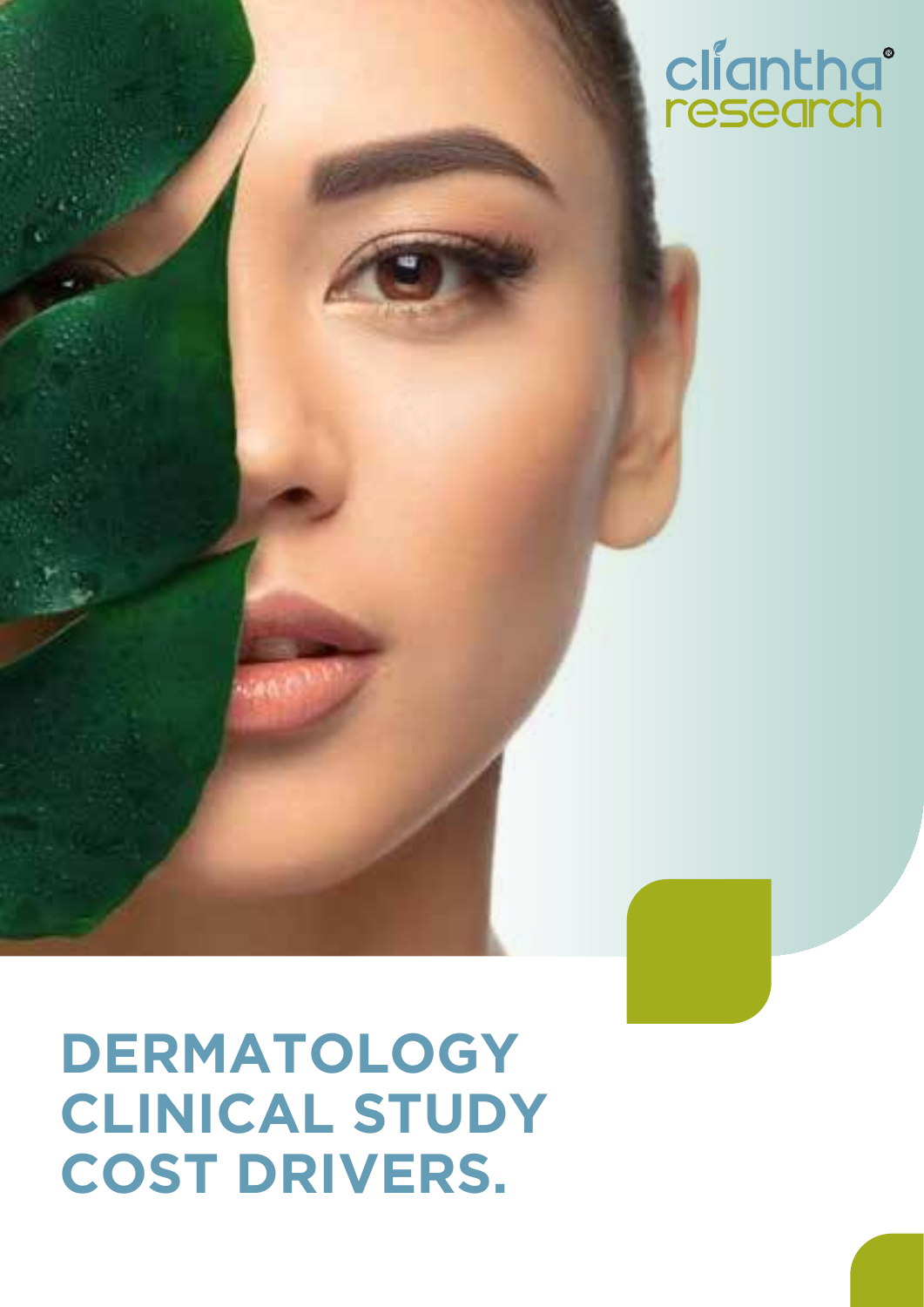cliantha research

# DERMATOLOGY CLINICAL STUDY COST DRIVERS.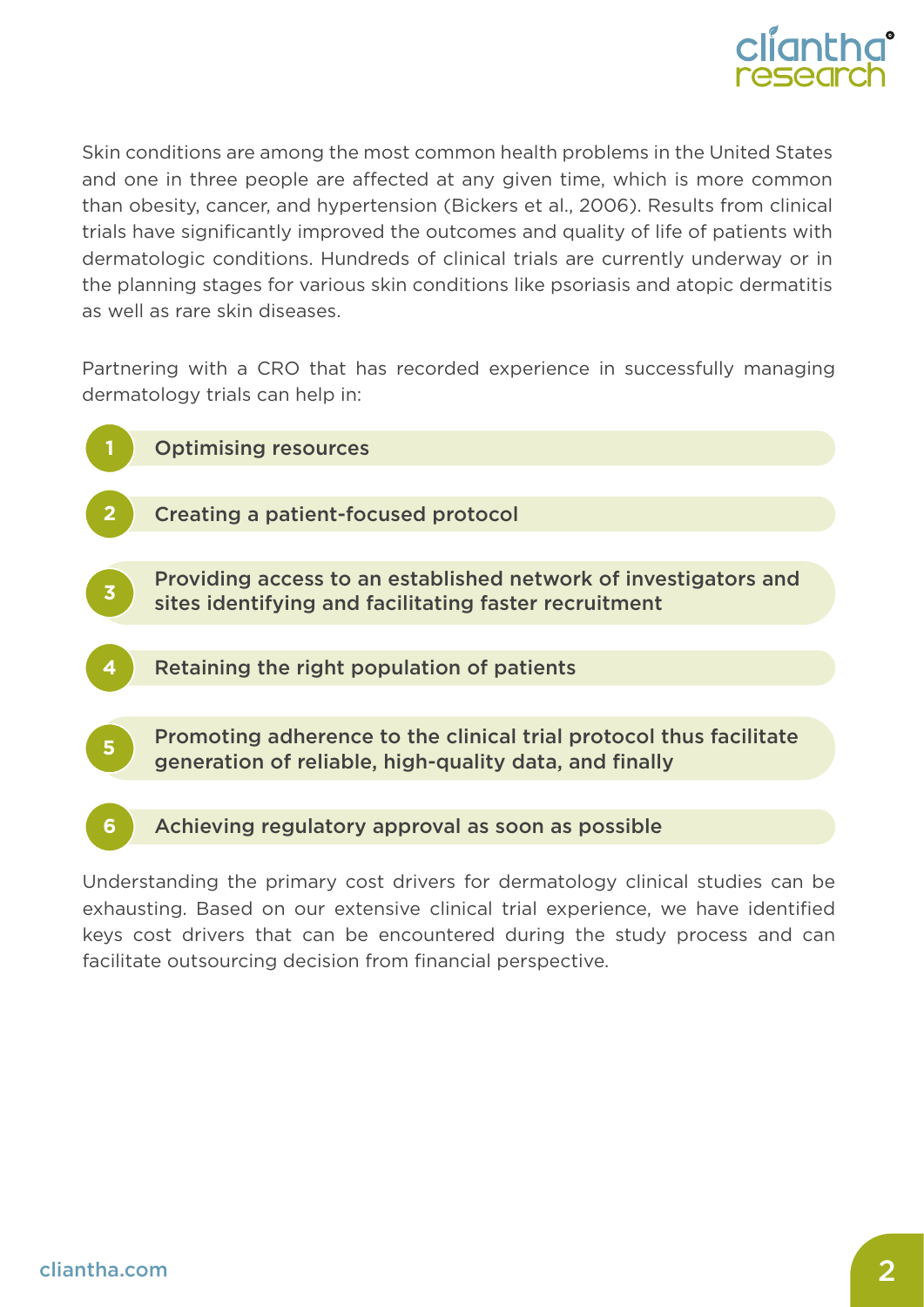Skin conditions are among the most common health problems in the United States and one in three people are affected at any given time, which is more common than obesity, cancer, and hypertension (Bickers et al., 2006). Results from clinical trials have significantly improved the outcomes and quality of life of patients with dermatologic conditions. Hundreds of clinical trials are currently underway or in the planning stages for various skin conditions like psoriasis and atopic dermatitis as well as rare skin diseases.

Partnering with a CRO that has recorded experience in successfully managing dermatology trials can help in:

1. **Optimising resources**
2. **Creating a patient-focused protocol**
3. **Providing access to an established network of investigators and sites identifying and facilitating faster recruitment**
4. **Retaining the right population of patients**
5. **Promoting adherence to the clinical trial protocol thus facilitate generation of reliable, high-quality data, and finally**
6. **Achieving regulatory approval as soon as possible**

Understanding the primary cost drivers for dermatology clinical studies can be exhausting. Based on our extensive clinical trial experience, we have identified keys cost drivers that can be encountered during the study process and can facilitate outsourcing decision from financial perspective.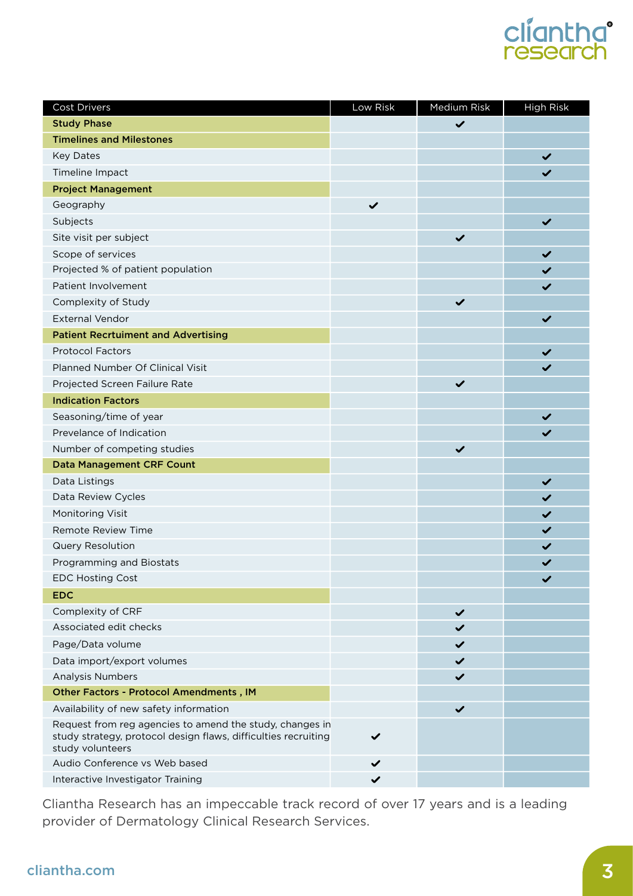| Cost Drivers | Low Risk | Medium Risk | High Risk |
| --- | --- | --- | --- |
| **Study Phase** | | ✔ | |
| **Timelines and Milestones** | | | |
| Key Dates | | | ✔ |
| Timeline Impact | | | ✔ |
| **Project Management** | | | |
| Geography | ✔ | | |
| Subjects | | | ✔ |
| Site visit per subject | | ✔ | |
| Scope of services | | | ✔ |
| Projected % of patient population | | | ✔ |
| Patient Involvement | | | ✔ |
| Complexity of Study | | ✔ | |
| External Vendor | | | ✔ |
| **Patient Recrtuiment and Advertising** | | | |
| Protocol Factors | | | ✔ |
| Planned Number Of Clinical Visit | | | ✔ |
| Projected Screen Failure Rate | | ✔ | |
| **Indication Factors** | | | |
| Seasoning/time of year | | | ✔ |
| Prevelance of Indication | | | ✔ |
| Number of competing studies | | ✔ | |
| **Data Management CRF Count** | | | |
| Data Listings | | | ✔ |
| Data Review Cycles | | | ✔ |
| Monitoring Visit | | | ✔ |
| Remote Review Time | | | ✔ |
| Query Resolution | | | ✔ |
| Programming and Biostats | | | ✔ |
| EDC Hosting Cost | | | ✔ |
| **EDC** | | | |
| Complexity of CRF | | ✔ | |
| Associated edit checks | | ✔ | |
| Page/Data volume | | ✔ | |
| Data import/export volumes | | ✔ | |
| Analysis Numbers | | ✔ | |
| **Other Factors - Protocol Amendments , IM** | | | |
| Availability of new safety information | | ✔ | |
| Request from reg agencies to amend the study, changes in study strategy, protocol design flaws, difficulties recruiting study volunteers | ✔ | | |
| Audio Conference vs Web based | ✔ | | |
| Interactive Investigator Training | ✔ | | |

Cliantha Research has an impeccable track record of over 17 years and is a leading provider of Dermatology Clinical Research Services.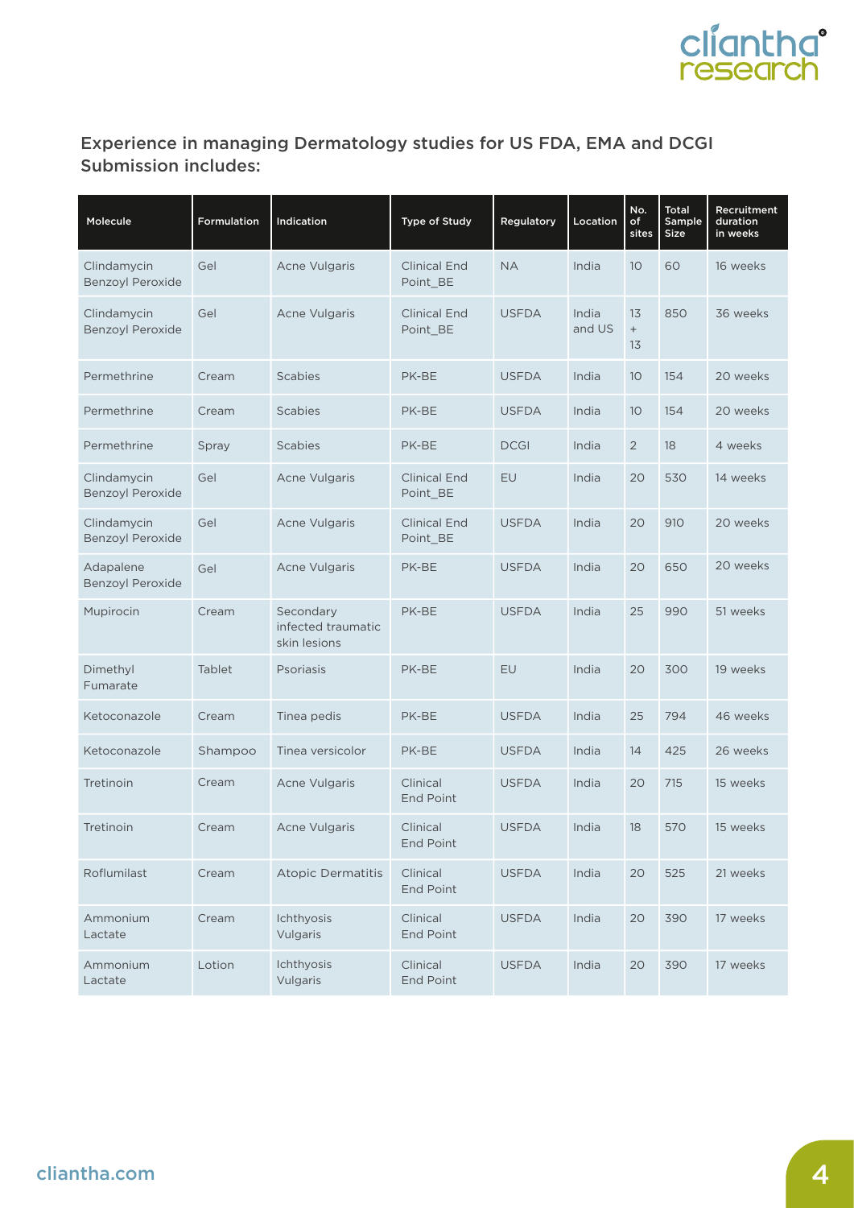## Experience in managing Dermatology studies for US FDA, EMA and DCGI Submission includes:

| Molecule | Formulation | Indication | Type of Study | Regulatory | Location | No. of sites | Total Sample Size | Recruitment duration in weeks |
|---|---|---|---|---|---|---|---|---|
| Clindamycin Benzoyl Peroxide | Gel | Acne Vulgaris | Clinical End Point_BE | NA | India | 10 | 60 | 16 weeks |
| Clindamycin Benzoyl Peroxide | Gel | Acne Vulgaris | Clinical End Point_BE | USFDA | India and US | 13 + 13 | 850 | 36 weeks |
| Permethrine | Cream | Scabies | PK-BE | USFDA | India | 10 | 154 | 20 weeks |
| Permethrine | Cream | Scabies | PK-BE | USFDA | India | 10 | 154 | 20 weeks |
| Permethrine | Spray | Scabies | PK-BE | DCGI | India | 2 | 18 | 4 weeks |
| Clindamycin Benzoyl Peroxide | Gel | Acne Vulgaris | Clinical End Point_BE | EU | India | 20 | 530 | 14 weeks |
| Clindamycin Benzoyl Peroxide | Gel | Acne Vulgaris | Clinical End Point_BE | USFDA | India | 20 | 910 | 20 weeks |
| Adapalene Benzoyl Peroxide | Gel | Acne Vulgaris | PK-BE | USFDA | India | 20 | 650 | 20 weeks |
| Mupirocin | Cream | Secondary infected traumatic skin lesions | PK-BE | USFDA | India | 25 | 990 | 51 weeks |
| Dimethyl Fumarate | Tablet | Psoriasis | PK-BE | EU | India | 20 | 300 | 19 weeks |
| Ketoconazole | Cream | Tinea pedis | PK-BE | USFDA | India | 25 | 794 | 46 weeks |
| Ketoconazole | Shampoo | Tinea versicolor | PK-BE | USFDA | India | 14 | 425 | 26 weeks |
| Tretinoin | Cream | Acne Vulgaris | Clinical End Point | USFDA | India | 20 | 715 | 15 weeks |
| Tretinoin | Cream | Acne Vulgaris | Clinical End Point | USFDA | India | 18 | 570 | 15 weeks |
| Roflumilast | Cream | Atopic Dermatitis | Clinical End Point | USFDA | India | 20 | 525 | 21 weeks |
| Ammonium Lactate | Cream | Ichthyosis Vulgaris | Clinical End Point | USFDA | India | 20 | 390 | 17 weeks |
| Ammonium Lactate | Lotion | Ichthyosis Vulgaris | Clinical End Point | USFDA | India | 20 | 390 | 17 weeks |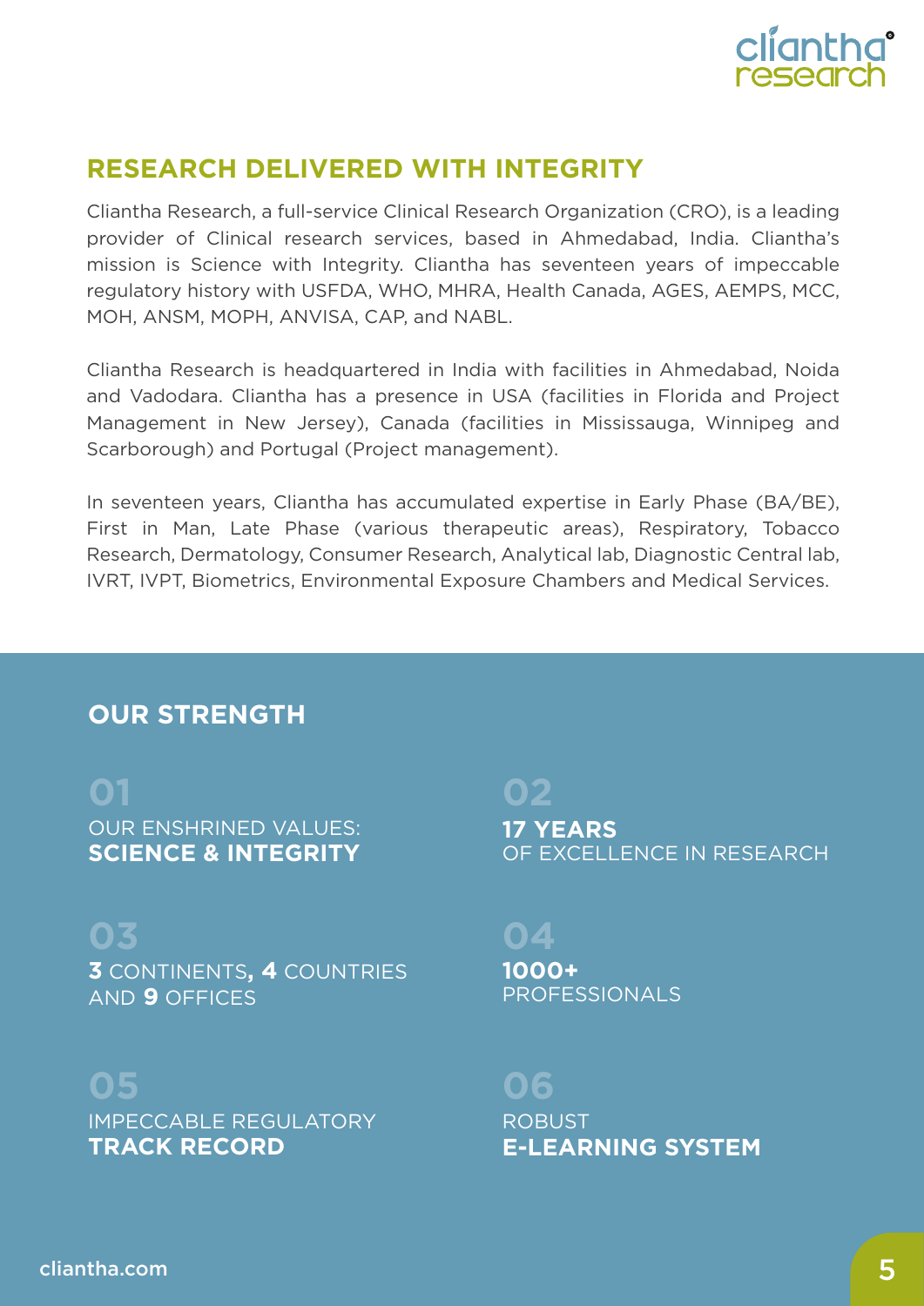## RESEARCH DELIVERED WITH INTEGRITY

Cliantha Research, a full-service Clinical Research Organization (CRO), is a leading provider of Clinical research services, based in Ahmedabad, India. Cliantha's mission is Science with Integrity. Cliantha has seventeen years of impeccable regulatory history with USFDA, WHO, MHRA, Health Canada, AGES, AEMPS, MCC, MOH, ANSM, MOPH, ANVISA, CAP, and NABL.

Cliantha Research is headquartered in India with facilities in Ahmedabad, Noida and Vadodara. Cliantha has a presence in USA (facilities in Florida and Project Management in New Jersey), Canada (facilities in Mississauga, Winnipeg and Scarborough) and Portugal (Project management).

In seventeen years, Cliantha has accumulated expertise in Early Phase (BA/BE), First in Man, Late Phase (various therapeutic areas), Respiratory, Tobacco Research, Dermatology, Consumer Research, Analytical lab, Diagnostic Central lab, IVRT, IVPT, Biometrics, Environmental Exposure Chambers and Medical Services.

## OUR STRENGTH

**01**
OUR ENSHRINED VALUES:
**SCIENCE & INTEGRITY**

**02**
**17 YEARS**
OF EXCELLENCE IN RESEARCH

**03**
**3** CONTINENTS**, 4** COUNTRIES
AND **9** OFFICES

**04**
**1000+**
PROFESSIONALS

**05**
IMPECCABLE REGULATORY
**TRACK RECORD**

**06**
ROBUST
**E-LEARNING SYSTEM**

cliantha.com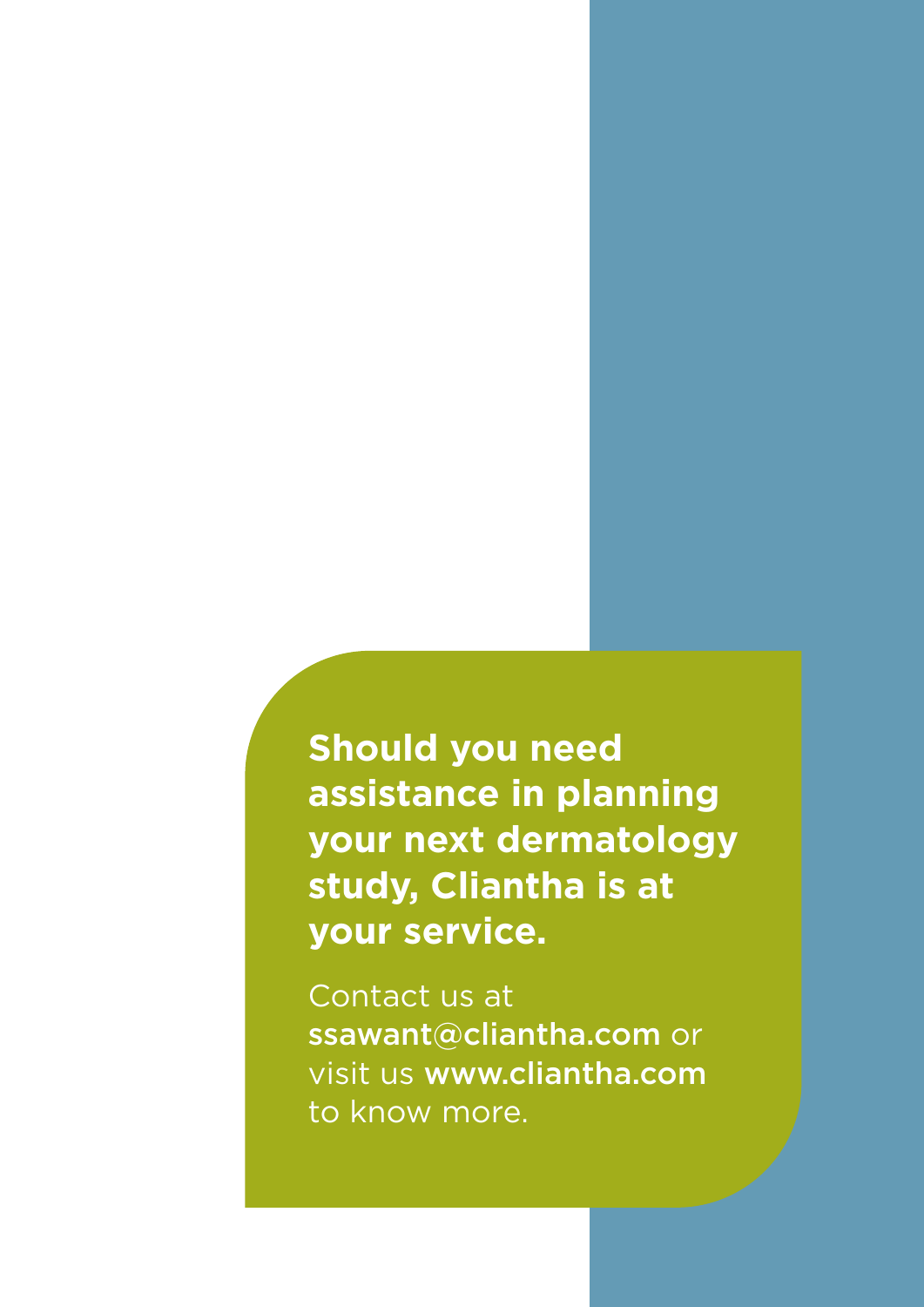**Should you need assistance in planning your next dermatology study, Cliantha is at your service.**

Contact us at **ssawant@cliantha.com** or visit us **www.cliantha.com** to know more.